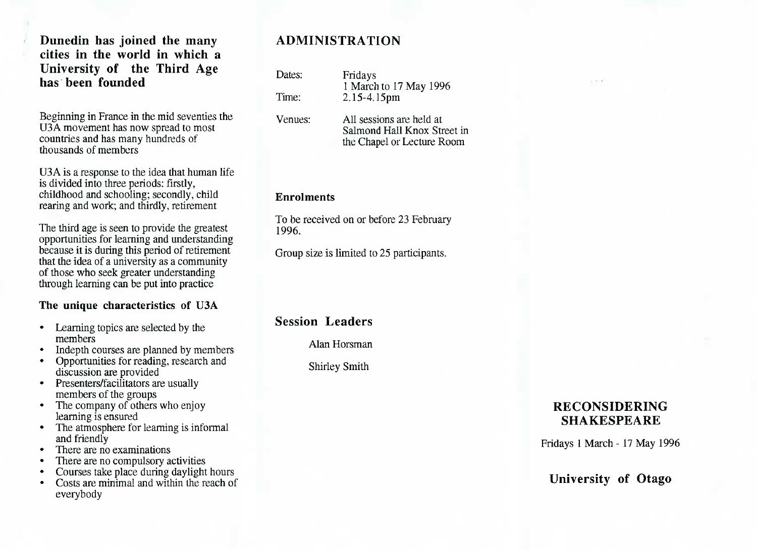## Dunedin has joined the many cities in the world in which a University of the Third Age has been founded

Beginning in France in the mid seventies the U3A movement has now spread to most countries and has many hundreds of thousands of members

U3A is a response to the idea that human life is divided into three periods: firstly, childhood and schooling; secondly, child rearing and work; and thirdly, retirement

The third age is seen to provide the greatest opportunities for learning and understanding because it is during this period of retirement that the idea of a university as a community of those who seek greater understanding through learning can be put into practice

### The unique characteristics of U3A

- Learning topics are selected by the members
- Indepth courses are planned by members
- Opportunities for reading, research and discussion are provided
- Presenters/facilitators are usually members of the groups
- The company of others who enjoy learning is ensured
- The atmosphere for learning is informal and friendly
- There are no examinations
- There are no compulsory activities
- Courses take place during daylight hours
- Costs are minimal and within the reach of everybody

## ADMINISTRATION

| | |
|---|---|
| Dates: | Fridays<br>1 March to 17 May 1996 |
| Time: | 2.15-4.15pm |
| Venues: | All sessions are held at Salmond Hall Knox Street in the Chapel or Lecture Room |

### Enrolments

To be received on or before 23 February 1996.

Group size is limited to 25 participants.

## Session Leaders

Alan Horsman

Shirley Smith

# RECONSIDERING SHAKESPEARE

Fridays 1 March - 17 May 1996

## University of Otago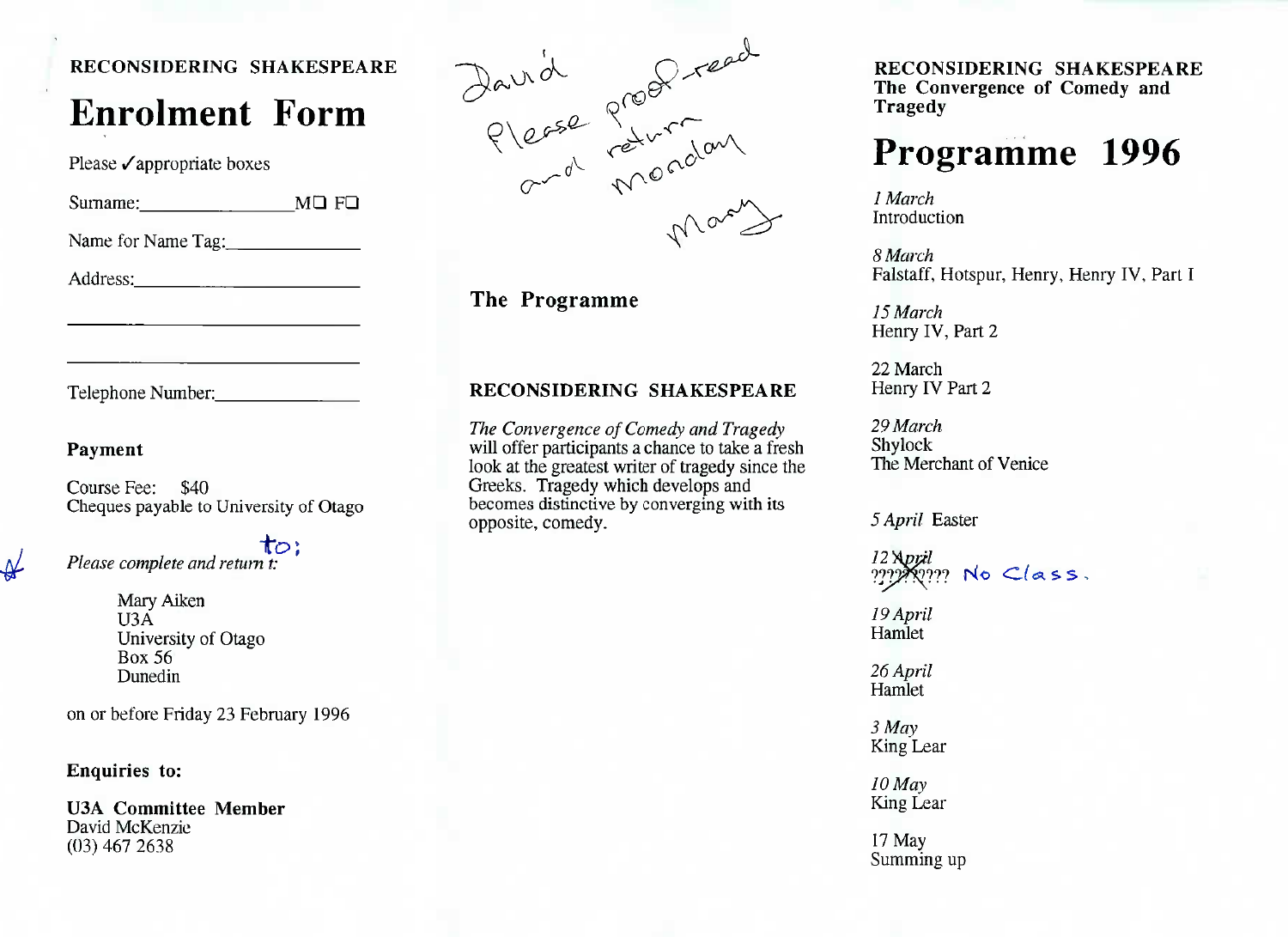RECONSIDERING SHAKESPEARE

# Enrolment Form

Please ✓appropriate boxes

Surname:________________ M☐ F☐

Name for Name Tag:______________

Address:________________________

________________________________

________________________________

Telephone Number:_______________

## Payment

Course Fee: $40
Cheques payable to University of Otago

*Please complete and return t:* to:

Mary Aiken
U3A
University of Otago
Box 56
Dunedin

on or before Friday 23 February 1996

## Enquiries to:

**U3A Committee Member**
David McKenzie
(03) 467 2638

David
Please proof-read
and return
Monday
Mary

## The Programme

### RECONSIDERING SHAKESPEARE

*The Convergence of Comedy and Tragedy* will offer participants a chance to take a fresh look at the greatest writer of tragedy since the Greeks. Tragedy which develops and becomes distinctive by converging with its opposite, comedy.

RECONSIDERING SHAKESPEARE
The Convergence of Comedy and Tragedy

# Programme 1996

*1 March*
Introduction

*8 March*
Falstaff, Hotspur, Henry, Henry IV, Part I

*15 March*
Henry IV, Part 2

22 March
Henry IV Part 2

*29 March*
Shylock
The Merchant of Venice

*5 April* Easter

~~*12 April*~~
~~?????????~~ No Class.

*19 April*
Hamlet

*26 April*
Hamlet

*3 May*
King Lear

*10 May*
King Lear

17 May
Summing up